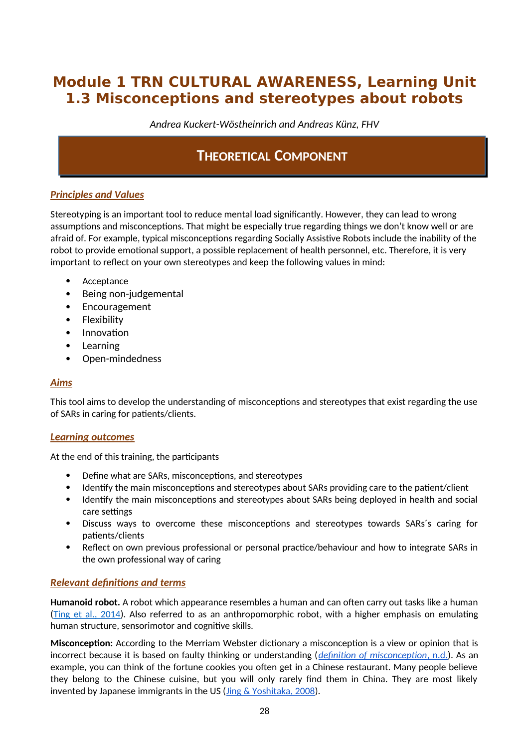# Module 1 TRN CULTURAL AWARENESS, Learning Unit 1.3 Misconceptions and stereotypes about robots

*Andrea Kuckert-Wöstheinrich and Andreas Künz, FHV*

## THEORETICAL COMPONENT

### *Principles and Values*

Stereotyping is an important tool to reduce mental load significantly. However, they can lead to wrong assumptions and misconceptions. That might be especially true regarding things we don't know well or are afraid of. For example, typical misconceptions regarding Socially Assistive Robots include the inability of the robot to provide emotional support, a possible replacement of health personnel, etc. Therefore, it is very important to reflect on your own stereotypes and keep the following values in mind:

- Acceptance
- Being non-judgemental
- Encouragement
- Flexibility
- Innovation
- Learning
- Open-mindedness

### *Aims*

This tool aims to develop the understanding of misconceptions and stereotypes that exist regarding the use of SARs in caring for patients/clients.

### *Learning outcomes*

At the end of this training, the participants

- Define what are SARs, misconceptions, and stereotypes
- Identify the main misconceptions and stereotypes about SARs providing care to the patient/client
- Identify the main misconceptions and stereotypes about SARs being deployed in health and social care settings
- Discuss ways to overcome these misconceptions and stereotypes towards SARs´s caring for patients/clients
- Reflect on own previous professional or personal practice/behaviour and how to integrate SARs in the own professional way of caring

### *Relevant definitions and terms*

**Humanoid robot.** A robot which appearance resembles a human and can often carry out tasks like a human (Ting et al., 2014). Also referred to as an anthropomorphic robot, with a higher emphasis on emulating human structure, sensorimotor and cognitive skills.

**Misconception:** According to the Merriam Webster dictionary a misconception is a view or opinion that is incorrect because it is based on faulty thinking or understanding (*definition of misconception*, n.d.). As an example, you can think of the fortune cookies you often get in a Chinese restaurant. Many people believe they belong to the Chinese cuisine, but you will only rarely find them in China. They are most likely invented by Japanese immigrants in the US (Jing & Yoshitaka, 2008).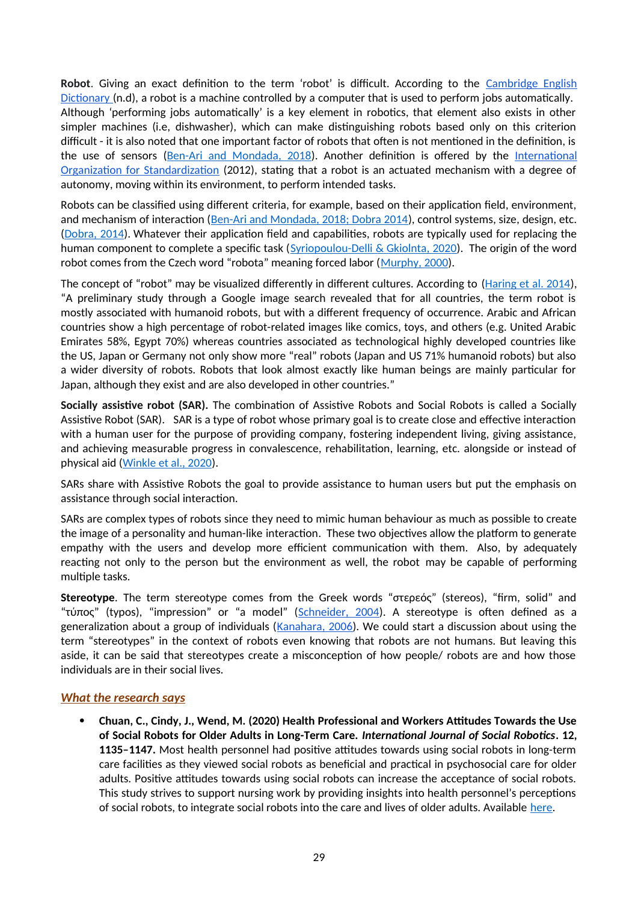**Robot**. Giving an exact definition to the term 'robot' is difficult. According to the [Cambridge English Dictionary](#) (n.d), a robot is a machine controlled by a computer that is used to perform jobs automatically. Although 'performing jobs automatically' is a key element in robotics, that element also exists in other simpler machines (i.e, dishwasher), which can make distinguishing robots based only on this criterion difficult - it is also noted that one important factor of robots that often is not mentioned in the definition, is the use of sensors ([Ben-Ari and Mondada, 2018](#)). Another definition is offered by the [International Organization for Standardization](#) (2012), stating that a robot is an actuated mechanism with a degree of autonomy, moving within its environment, to perform intended tasks.

Robots can be classified using different criteria, for example, based on their application field, environment, and mechanism of interaction ([Ben-Ari and Mondada, 2018; Dobra 2014](#)), control systems, size, design, etc. ([Dobra, 2014](#)). Whatever their application field and capabilities, robots are typically used for replacing the human component to complete a specific task ([Syriopoulou-Delli & Gkiolnta, 2020](#)). The origin of the word robot comes from the Czech word "robota" meaning forced labor ([Murphy, 2000](#)).

The concept of "robot" may be visualized differently in different cultures. According to ([Haring et al. 2014](#)), "A preliminary study through a Google image search revealed that for all countries, the term robot is mostly associated with humanoid robots, but with a different frequency of occurrence. Arabic and African countries show a high percentage of robot-related images like comics, toys, and others (e.g. United Arabic Emirates 58%, Egypt 70%) whereas countries associated as technological highly developed countries like the US, Japan or Germany not only show more "real" robots (Japan and US 71% humanoid robots) but also a wider diversity of robots. Robots that look almost exactly like human beings are mainly particular for Japan, although they exist and are also developed in other countries."

**Socially assistive robot (SAR).** The combination of Assistive Robots and Social Robots is called a Socially Assistive Robot (SAR). SAR is a type of robot whose primary goal is to create close and effective interaction with a human user for the purpose of providing company, fostering independent living, giving assistance, and achieving measurable progress in convalescence, rehabilitation, learning, etc. alongside or instead of physical aid ([Winkle et al., 2020](#)).

SARs share with Assistive Robots the goal to provide assistance to human users but put the emphasis on assistance through social interaction.

SARs are complex types of robots since they need to mimic human behaviour as much as possible to create the image of a personality and human-like interaction. These two objectives allow the platform to generate empathy with the users and develop more efficient communication with them. Also, by adequately reacting not only to the person but the environment as well, the robot may be capable of performing multiple tasks.

**Stereotype**. The term stereotype comes from the Greek words "στερεός" (stereos), "firm, solid" and "τύπος" (typos), "impression" or "a model" ([Schneider, 2004](#)). A stereotype is often defined as a generalization about a group of individuals ([Kanahara, 2006](#)). We could start a discussion about using the term "stereotypes" in the context of robots even knowing that robots are not humans. But leaving this aside, it can be said that stereotypes create a misconception of how people/ robots are and how those individuals are in their social lives.

### *What the research says*

- **Chuan, C., Cindy, J., Wend, M. (2020) Health Professional and Workers Attitudes Towards the Use of Social Robots for Older Adults in Long-Term Care. *International Journal of Social Robotics*. 12, 1135–1147.** Most health personnel had positive attitudes towards using social robots in long-term care facilities as they viewed social robots as beneficial and practical in psychosocial care for older adults. Positive attitudes towards using social robots can increase the acceptance of social robots. This study strives to support nursing work by providing insights into health personnel's perceptions of social robots, to integrate social robots into the care and lives of older adults. Available [here](#).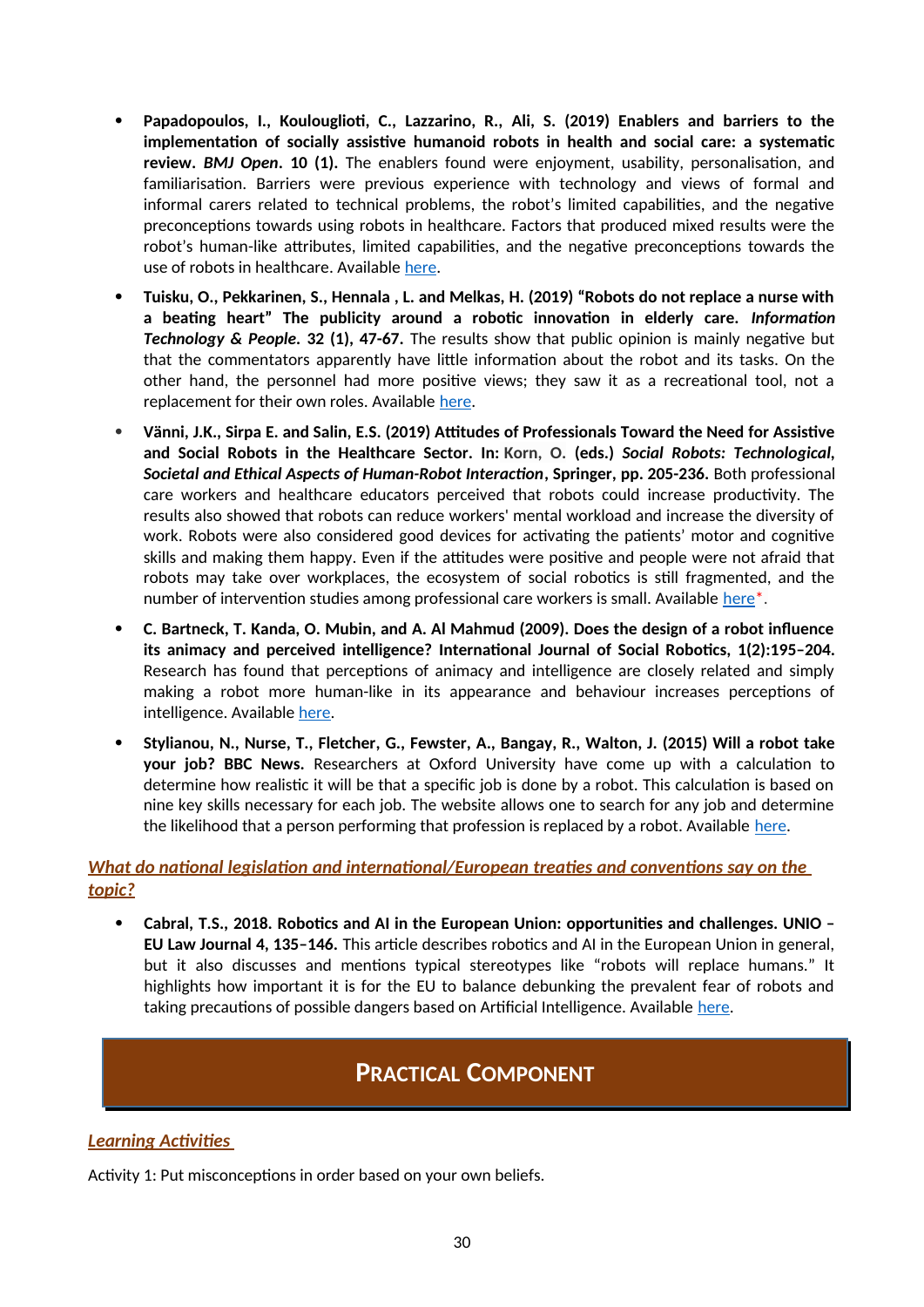- **Papadopoulos, I., Koulouglioti, C., Lazzarino, R., Ali, S. (2019) Enablers and barriers to the implementation of socially assistive humanoid robots in health and social care: a systematic review. *BMJ Open*. 10 (1).** The enablers found were enjoyment, usability, personalisation, and familiarisation. Barriers were previous experience with technology and views of formal and informal carers related to technical problems, the robot's limited capabilities, and the negative preconceptions towards using robots in healthcare. Factors that produced mixed results were the robot's human-like attributes, limited capabilities, and the negative preconceptions towards the use of robots in healthcare. Available here.

- **Tuisku, O., Pekkarinen, S., Hennala , L. and Melkas, H. (2019) "Robots do not replace a nurse with a beating heart" The publicity around a robotic innovation in elderly care. *Information Technology & People*. 32 (1), 47-67.** The results show that public opinion is mainly negative but that the commentators apparently have little information about the robot and its tasks. On the other hand, the personnel had more positive views; they saw it as a recreational tool, not a replacement for their own roles. Available here.

- **Vänni, J.K., Sirpa E. and Salin, E.S. (2019) Attitudes of Professionals Toward the Need for Assistive and Social Robots in the Healthcare Sector. In: Korn, O. (eds.) *Social Robots: Technological, Societal and Ethical Aspects of Human-Robot Interaction*, Springer, pp. 205-236.** Both professional care workers and healthcare educators perceived that robots could increase productivity. The results also showed that robots can reduce workers' mental workload and increase the diversity of work. Robots were also considered good devices for activating the patients' motor and cognitive skills and making them happy. Even if the attitudes were positive and people were not afraid that robots may take over workplaces, the ecosystem of social robotics is still fragmented, and the number of intervention studies among professional care workers is small. Available here*.

- **C. Bartneck, T. Kanda, O. Mubin, and A. Al Mahmud (2009). Does the design of a robot influence its animacy and perceived intelligence? International Journal of Social Robotics, 1(2):195–204.** Research has found that perceptions of animacy and intelligence are closely related and simply making a robot more human-like in its appearance and behaviour increases perceptions of intelligence. Available here.

- **Stylianou, N., Nurse, T., Fletcher, G., Fewster, A., Bangay, R., Walton, J. (2015) Will a robot take your job? BBC News.** Researchers at Oxford University have come up with a calculation to determine how realistic it will be that a specific job is done by a robot. This calculation is based on nine key skills necessary for each job. The website allows one to search for any job and determine the likelihood that a person performing that profession is replaced by a robot. Available here.

### *What do national legislation and international/European treaties and conventions say on the topic?*

- **Cabral, T.S., 2018. Robotics and AI in the European Union: opportunities and challenges. UNIO – EU Law Journal 4, 135–146.** This article describes robotics and AI in the European Union in general, but it also discusses and mentions typical stereotypes like "robots will replace humans." It highlights how important it is for the EU to balance debunking the prevalent fear of robots and taking precautions of possible dangers based on Artificial Intelligence. Available here.

## PRACTICAL COMPONENT

### *Learning Activities*

Activity 1: Put misconceptions in order based on your own beliefs.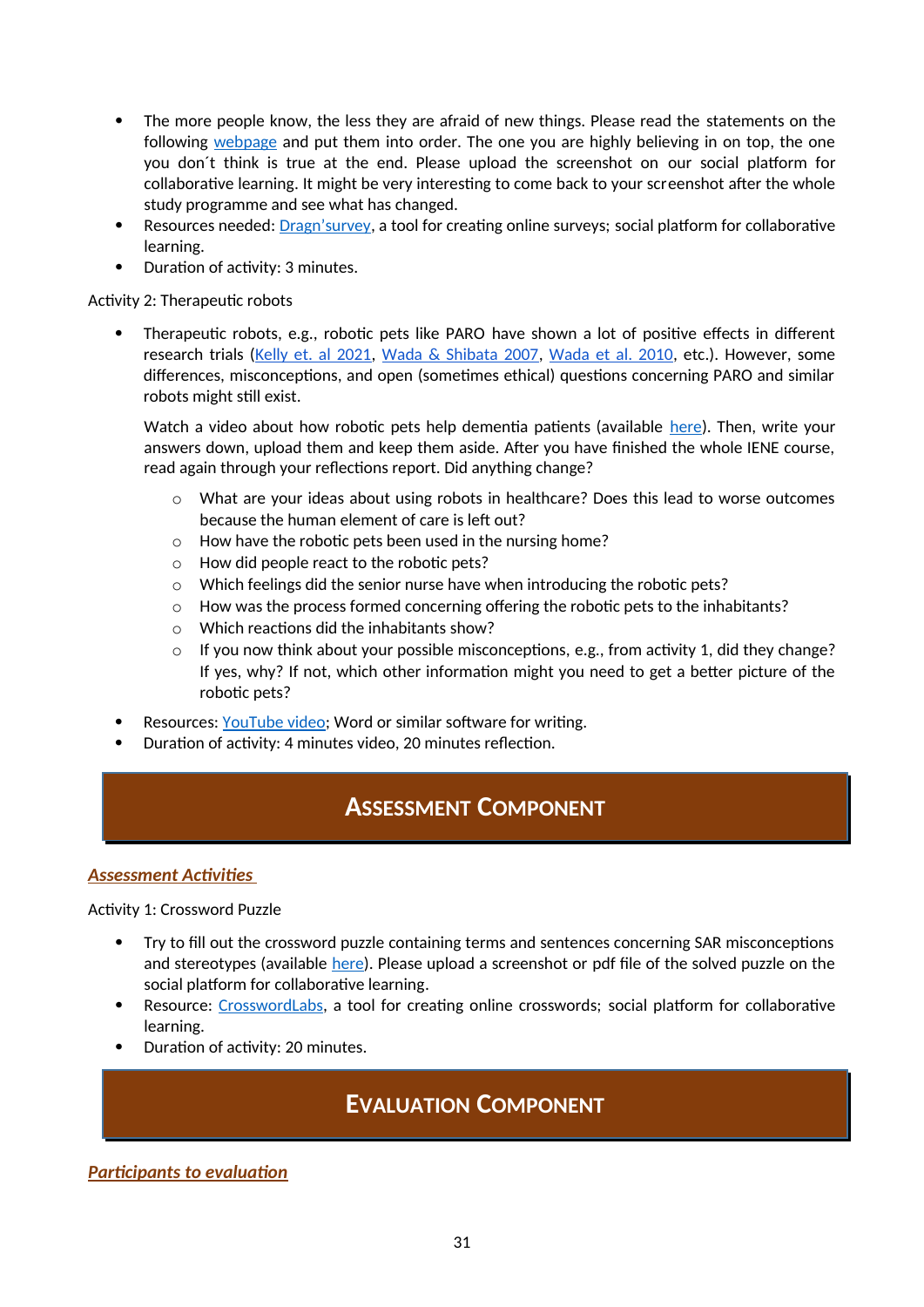- The more people know, the less they are afraid of new things. Please read the statements on the following webpage and put them into order. The one you are highly believing in on top, the one you don´t think is true at the end. Please upload the screenshot on our social platform for collaborative learning. It might be very interesting to come back to your screenshot after the whole study programme and see what has changed.
- Resources needed: Dragn'survey, a tool for creating online surveys; social platform for collaborative learning.
- Duration of activity: 3 minutes.

Activity 2: Therapeutic robots

- Therapeutic robots, e.g., robotic pets like PARO have shown a lot of positive effects in different research trials (Kelly et. al 2021, Wada & Shibata 2007, Wada et al. 2010, etc.). However, some differences, misconceptions, and open (sometimes ethical) questions concerning PARO and similar robots might still exist.

  Watch a video about how robotic pets help dementia patients (available here). Then, write your answers down, upload them and keep them aside. After you have finished the whole IENE course, read again through your reflections report. Did anything change?

  - What are your ideas about using robots in healthcare? Does this lead to worse outcomes because the human element of care is left out?
  - How have the robotic pets been used in the nursing home?
  - How did people react to the robotic pets?
  - Which feelings did the senior nurse have when introducing the robotic pets?
  - How was the process formed concerning offering the robotic pets to the inhabitants?
  - Which reactions did the inhabitants show?
  - If you now think about your possible misconceptions, e.g., from activity 1, did they change? If yes, why? If not, which other information might you need to get a better picture of the robotic pets?
- Resources: YouTube video; Word or similar software for writing.
- Duration of activity: 4 minutes video, 20 minutes reflection.

## ASSESSMENT COMPONENT

### *Assessment Activities*

Activity 1: Crossword Puzzle

- Try to fill out the crossword puzzle containing terms and sentences concerning SAR misconceptions and stereotypes (available here). Please upload a screenshot or pdf file of the solved puzzle on the social platform for collaborative learning.
- Resource: CrosswordLabs, a tool for creating online crosswords; social platform for collaborative learning.
- Duration of activity: 20 minutes.

## EVALUATION COMPONENT

### *Participants to evaluation*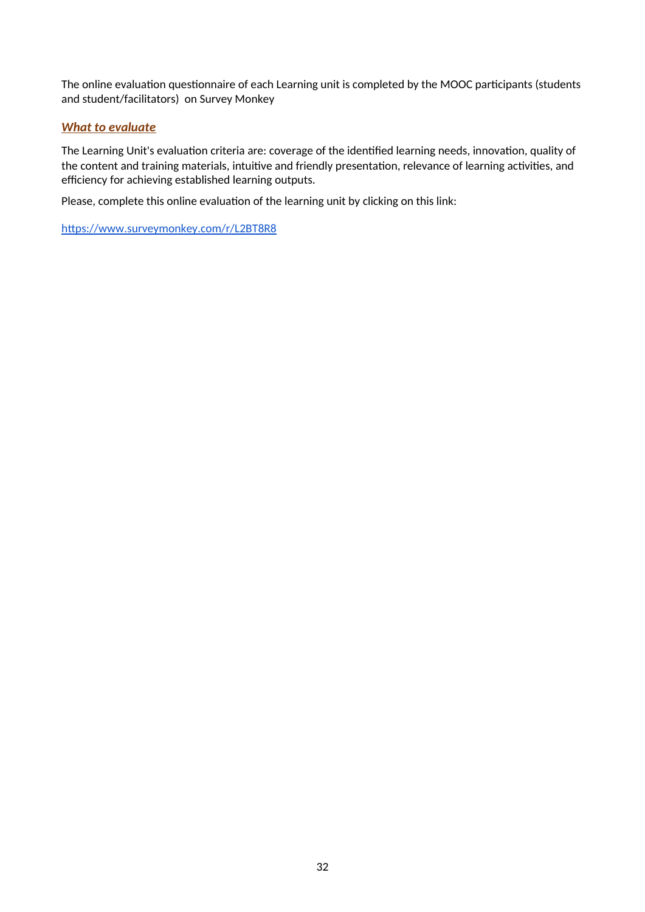The online evaluation questionnaire of each Learning unit is completed by the MOOC participants (students and student/facilitators) on Survey Monkey

### ***What to evaluate***

The Learning Unit's evaluation criteria are: coverage of the identified learning needs, innovation, quality of the content and training materials, intuitive and friendly presentation, relevance of learning activities, and efficiency for achieving established learning outputs.

Please, complete this online evaluation of the learning unit by clicking on this link:

https://www.surveymonkey.com/r/L2BT8R8